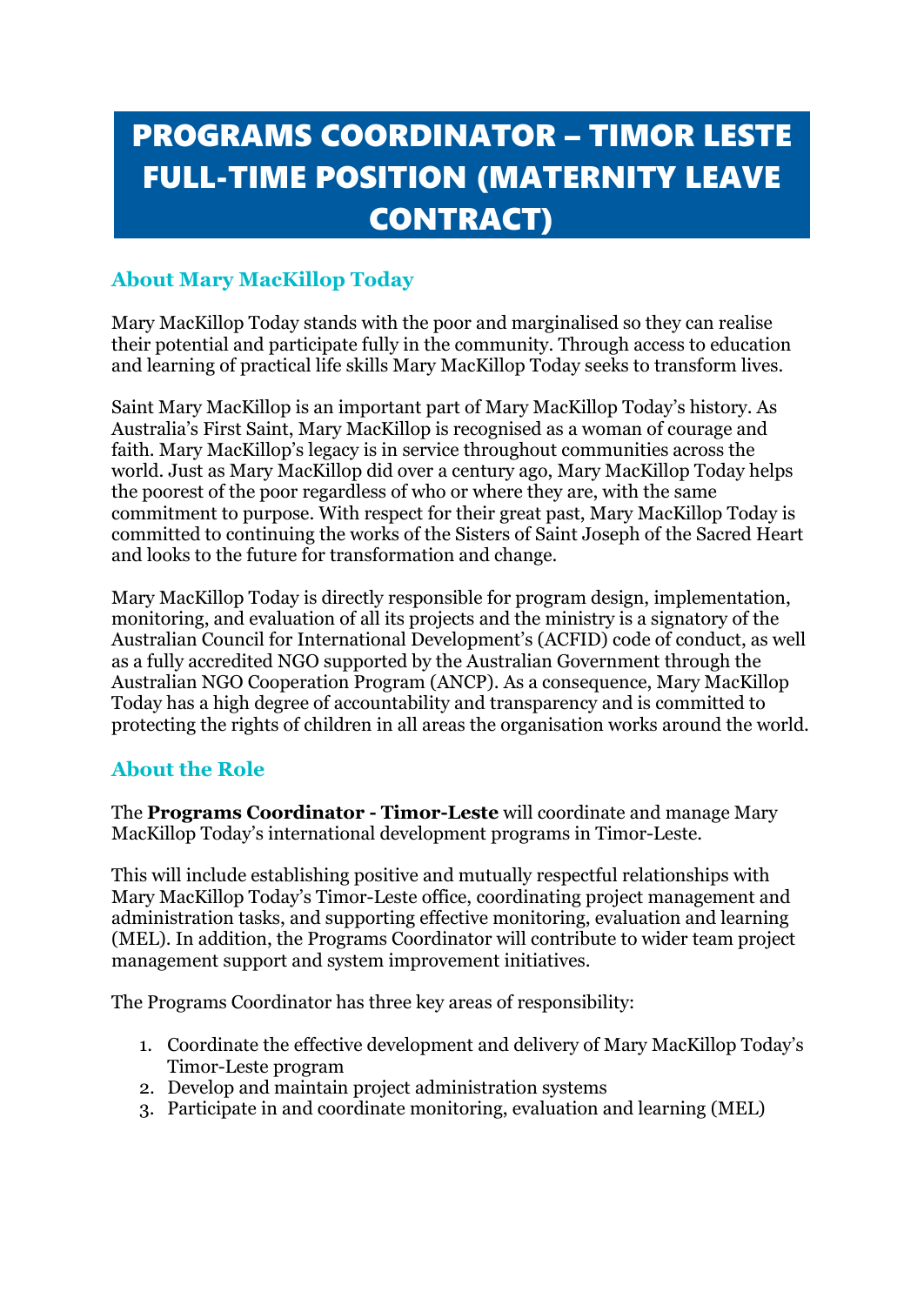# PROGRAMS COORDINATOR – TIMOR LESTE FULL-TIME POSITION (MATERNITY LEAVE CONTRACT)

## About Mary MacKillop Today

Mary MacKillop Today stands with the poor and marginalised so they can realise their potential and participate fully in the community. Through access to education and learning of practical life skills Mary MacKillop Today seeks to transform lives.

Saint Mary MacKillop is an important part of Mary MacKillop Today's history. As Australia's First Saint, Mary MacKillop is recognised as a woman of courage and faith. Mary MacKillop's legacy is in service throughout communities across the world. Just as Mary MacKillop did over a century ago, Mary MacKillop Today helps the poorest of the poor regardless of who or where they are, with the same commitment to purpose. With respect for their great past, Mary MacKillop Today is committed to continuing the works of the Sisters of Saint Joseph of the Sacred Heart and looks to the future for transformation and change.

Mary MacKillop Today is directly responsible for program design, implementation, monitoring, and evaluation of all its projects and the ministry is a signatory of the Australian Council for International Development's (ACFID) code of conduct, as well as a fully accredited NGO supported by the Australian Government through the Australian NGO Cooperation Program (ANCP). As a consequence, Mary MacKillop Today has a high degree of accountability and transparency and is committed to protecting the rights of children in all areas the organisation works around the world.

## About the Role

The **Programs Coordinator - Timor-Leste** will coordinate and manage Mary MacKillop Today's international development programs in Timor-Leste.

This will include establishing positive and mutually respectful relationships with Mary MacKillop Today's Timor-Leste office, coordinating project management and administration tasks, and supporting effective monitoring, evaluation and learning (MEL). In addition, the Programs Coordinator will contribute to wider team project management support and system improvement initiatives.

The Programs Coordinator has three key areas of responsibility:

1. Coordinate the effective development and delivery of Mary MacKillop Today's Timor-Leste program
2. Develop and maintain project administration systems
3. Participate in and coordinate monitoring, evaluation and learning (MEL)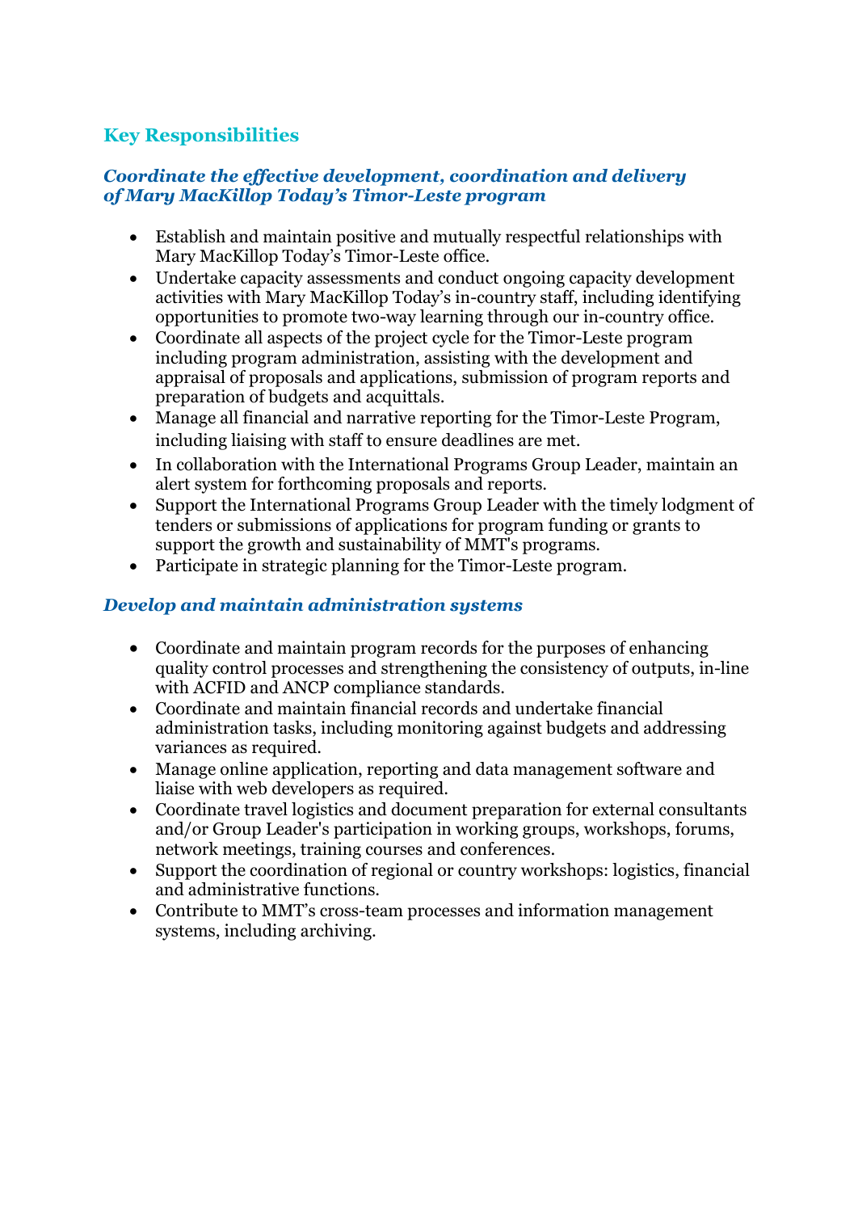## Key Responsibilities

### *Coordinate the effective development, coordination and delivery of Mary MacKillop Today's Timor-Leste program*

- Establish and maintain positive and mutually respectful relationships with Mary MacKillop Today's Timor-Leste office.
- Undertake capacity assessments and conduct ongoing capacity development activities with Mary MacKillop Today's in-country staff, including identifying opportunities to promote two-way learning through our in-country office.
- Coordinate all aspects of the project cycle for the Timor-Leste program including program administration, assisting with the development and appraisal of proposals and applications, submission of program reports and preparation of budgets and acquittals.
- Manage all financial and narrative reporting for the Timor-Leste Program, including liaising with staff to ensure deadlines are met.
- In collaboration with the International Programs Group Leader, maintain an alert system for forthcoming proposals and reports.
- Support the International Programs Group Leader with the timely lodgment of tenders or submissions of applications for program funding or grants to support the growth and sustainability of MMT's programs.
- Participate in strategic planning for the Timor-Leste program.

### *Develop and maintain administration systems*

- Coordinate and maintain program records for the purposes of enhancing quality control processes and strengthening the consistency of outputs, in-line with ACFID and ANCP compliance standards.
- Coordinate and maintain financial records and undertake financial administration tasks, including monitoring against budgets and addressing variances as required.
- Manage online application, reporting and data management software and liaise with web developers as required.
- Coordinate travel logistics and document preparation for external consultants and/or Group Leader's participation in working groups, workshops, forums, network meetings, training courses and conferences.
- Support the coordination of regional or country workshops: logistics, financial and administrative functions.
- Contribute to MMT's cross-team processes and information management systems, including archiving.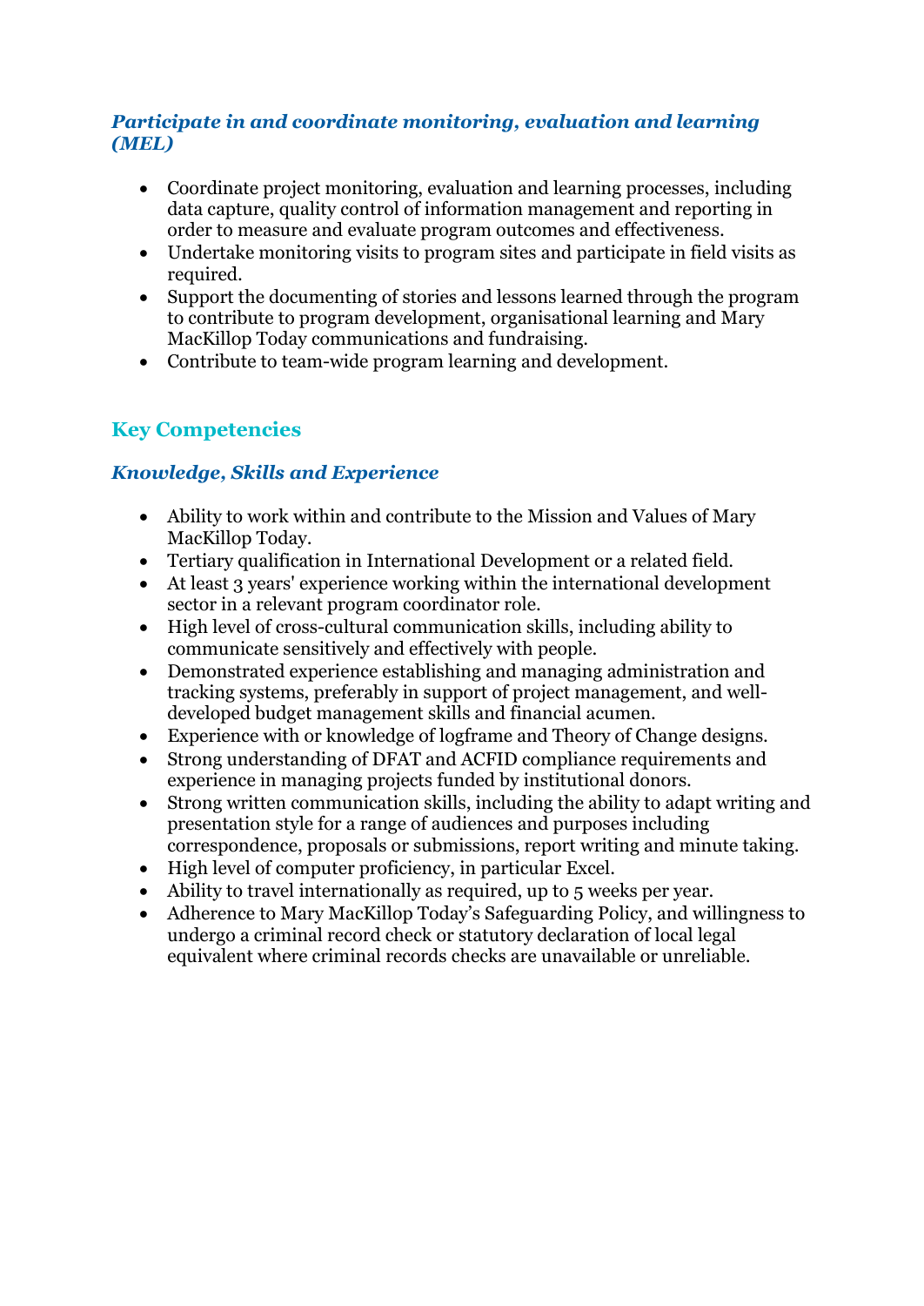### *Participate in and coordinate monitoring, evaluation and learning (MEL)*

- Coordinate project monitoring, evaluation and learning processes, including data capture, quality control of information management and reporting in order to measure and evaluate program outcomes and effectiveness.
- Undertake monitoring visits to program sites and participate in field visits as required.
- Support the documenting of stories and lessons learned through the program to contribute to program development, organisational learning and Mary MacKillop Today communications and fundraising.
- Contribute to team-wide program learning and development.

## Key Competencies

### *Knowledge, Skills and Experience*

- Ability to work within and contribute to the Mission and Values of Mary MacKillop Today.
- Tertiary qualification in International Development or a related field.
- At least 3 years' experience working within the international development sector in a relevant program coordinator role.
- High level of cross-cultural communication skills, including ability to communicate sensitively and effectively with people.
- Demonstrated experience establishing and managing administration and tracking systems, preferably in support of project management, and well-developed budget management skills and financial acumen.
- Experience with or knowledge of logframe and Theory of Change designs.
- Strong understanding of DFAT and ACFID compliance requirements and experience in managing projects funded by institutional donors.
- Strong written communication skills, including the ability to adapt writing and presentation style for a range of audiences and purposes including correspondence, proposals or submissions, report writing and minute taking.
- High level of computer proficiency, in particular Excel.
- Ability to travel internationally as required, up to 5 weeks per year.
- Adherence to Mary MacKillop Today's Safeguarding Policy, and willingness to undergo a criminal record check or statutory declaration of local legal equivalent where criminal records checks are unavailable or unreliable.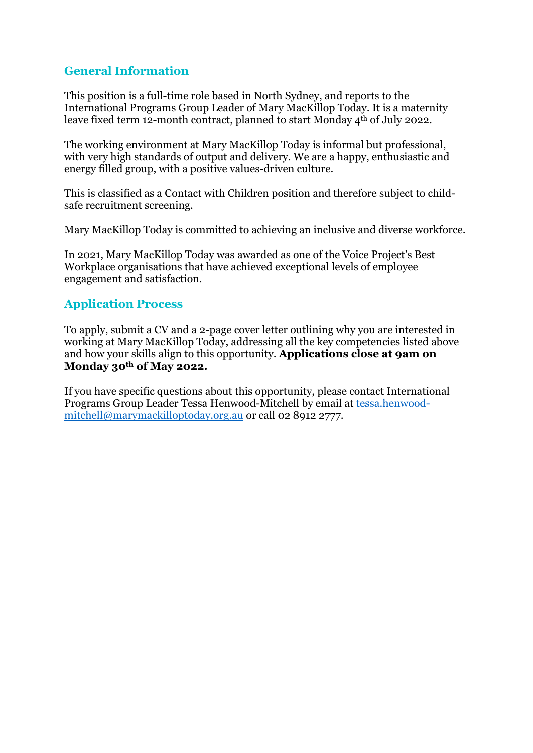## General Information

This position is a full-time role based in North Sydney, and reports to the International Programs Group Leader of Mary MacKillop Today. It is a maternity leave fixed term 12-month contract, planned to start Monday 4th of July 2022.

The working environment at Mary MacKillop Today is informal but professional, with very high standards of output and delivery. We are a happy, enthusiastic and energy filled group, with a positive values-driven culture.

This is classified as a Contact with Children position and therefore subject to child-safe recruitment screening.

Mary MacKillop Today is committed to achieving an inclusive and diverse workforce.

In 2021, Mary MacKillop Today was awarded as one of the Voice Project's Best Workplace organisations that have achieved exceptional levels of employee engagement and satisfaction.

## Application Process

To apply, submit a CV and a 2-page cover letter outlining why you are interested in working at Mary MacKillop Today, addressing all the key competencies listed above and how your skills align to this opportunity. **Applications close at 9am on Monday 30th of May 2022.**

If you have specific questions about this opportunity, please contact International Programs Group Leader Tessa Henwood-Mitchell by email at [tessa.henwood-mitchell@marymackilloptoday.org.au](mailto:tessa.henwood-mitchell@marymackilloptoday.org.au) or call 02 8912 2777.